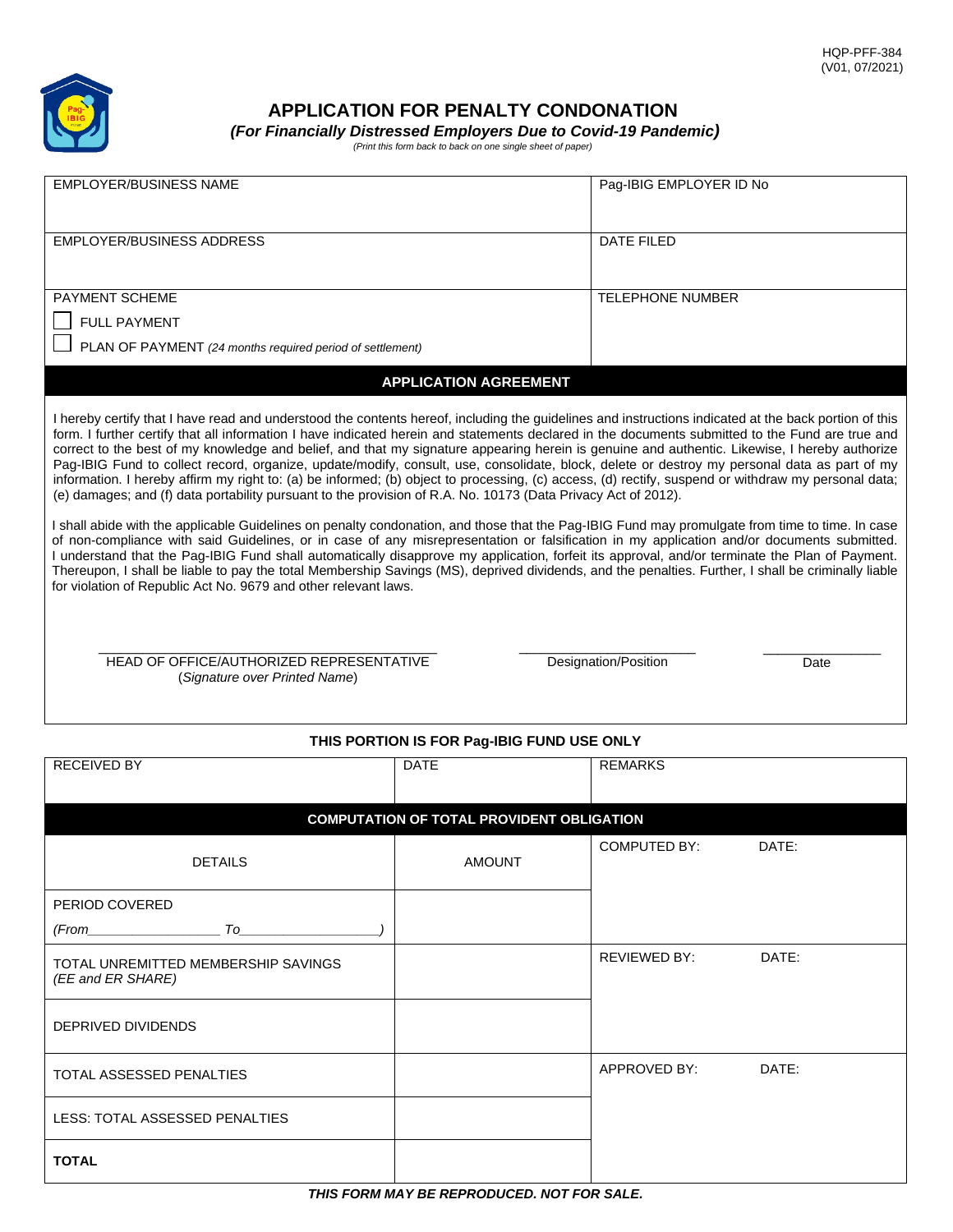HQP-PFF-384
(V01, 07/2021)

# APPLICATION FOR PENALTY CONDONATION

***(For Financially Distressed Employers Due to Covid-19 Pandemic)***

*(Print this form back to back on one single sheet of paper)*

| EMPLOYER/BUSINESS NAME | Pag-IBIG EMPLOYER ID No |
|---|---|
| EMPLOYER/BUSINESS ADDRESS | DATE FILED |
| PAYMENT SCHEME<br>☐ FULL PAYMENT<br>☐ PLAN OF PAYMENT *(24 months required period of settlement)* | TELEPHONE NUMBER |

## APPLICATION AGREEMENT

I hereby certify that I have read and understood the contents hereof, including the guidelines and instructions indicated at the back portion of this form. I further certify that all information I have indicated herein and statements declared in the documents submitted to the Fund are true and correct to the best of my knowledge and belief, and that my signature appearing herein is genuine and authentic. Likewise, I hereby authorize Pag-IBIG Fund to collect record, organize, update/modify, consult, use, consolidate, block, delete or destroy my personal data as part of my information. I hereby affirm my right to: (a) be informed; (b) object to processing, (c) access, (d) rectify, suspend or withdraw my personal data; (e) damages; and (f) data portability pursuant to the provision of R.A. No. 10173 (Data Privacy Act of 2012).

I shall abide with the applicable Guidelines on penalty condonation, and those that the Pag-IBIG Fund may promulgate from time to time. In case of non-compliance with said Guidelines, or in case of any misrepresentation or falsification in my application and/or documents submitted. I understand that the Pag-IBIG Fund shall automatically disapprove my application, forfeit its approval, and/or terminate the Plan of Payment. Thereupon, I shall be liable to pay the total Membership Savings (MS), deprived dividends, and the penalties. Further, I shall be criminally liable for violation of Republic Act No. 9679 and other relevant laws.

| ______________________________ | ______________________ | ______________ |
|---|---|---|
| HEAD OF OFFICE/AUTHORIZED REPRESENTATIVE<br>(*Signature over Printed Name*) | Designation/Position | Date |

**THIS PORTION IS FOR Pag-IBIG FUND USE ONLY**

| RECEIVED BY | DATE | REMARKS |
|---|---|---|

**COMPUTATION OF TOTAL PROVIDENT OBLIGATION**

| DETAILS | AMOUNT | COMPUTED BY: DATE: |
|---|---|---|
| PERIOD COVERED<br>*(From_________________ To__________________)* | | |
| TOTAL UNREMITTED MEMBERSHIP SAVINGS<br>*(EE and ER SHARE)* | | REVIEWED BY: DATE: |
| DEPRIVED DIVIDENDS | | |
| TOTAL ASSESSED PENALTIES | | APPROVED BY: DATE: |
| LESS: TOTAL ASSESSED PENALTIES | | |
| **TOTAL** | | |

***THIS FORM MAY BE REPRODUCED. NOT FOR SALE.***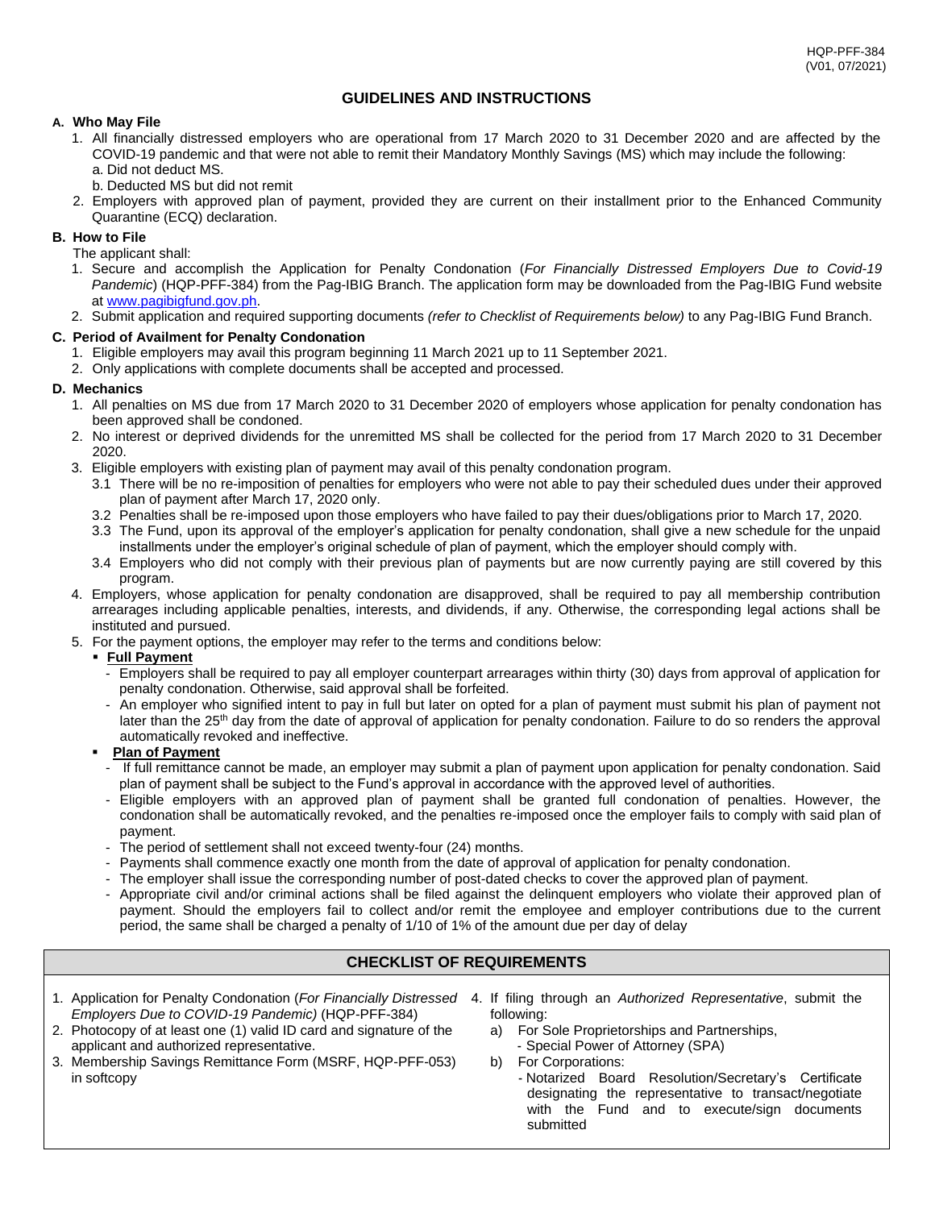HQP-PFF-384
(V01, 07/2021)

# GUIDELINES AND INSTRUCTIONS

### A. Who May File

1. All financially distressed employers who are operational from 17 March 2020 to 31 December 2020 and are affected by the COVID-19 pandemic and that were not able to remit their Mandatory Monthly Savings (MS) which may include the following:
   a. Did not deduct MS.
   b. Deducted MS but did not remit
2. Employers with approved plan of payment, provided they are current on their installment prior to the Enhanced Community Quarantine (ECQ) declaration.

### B. How to File

The applicant shall:

1. Secure and accomplish the Application for Penalty Condonation (*For Financially Distressed Employers Due to Covid-19 Pandemic*) (HQP-PFF-384) from the Pag-IBIG Branch. The application form may be downloaded from the Pag-IBIG Fund website at www.pagibigfund.gov.ph.
2. Submit application and required supporting documents *(refer to Checklist of Requirements below)* to any Pag-IBIG Fund Branch.

### C. Period of Availment for Penalty Condonation

1. Eligible employers may avail this program beginning 11 March 2021 up to 11 September 2021.
2. Only applications with complete documents shall be accepted and processed.

### D. Mechanics

1. All penalties on MS due from 17 March 2020 to 31 December 2020 of employers whose application for penalty condonation has been approved shall be condoned.
2. No interest or deprived dividends for the unremitted MS shall be collected for the period from 17 March 2020 to 31 December 2020.
3. Eligible employers with existing plan of payment may avail of this penalty condonation program.
   3.1 There will be no re-imposition of penalties for employers who were not able to pay their scheduled dues under their approved plan of payment after March 17, 2020 only.
   3.2 Penalties shall be re-imposed upon those employers who have failed to pay their dues/obligations prior to March 17, 2020.
   3.3 The Fund, upon its approval of the employer's application for penalty condonation, shall give a new schedule for the unpaid installments under the employer's original schedule of plan of payment, which the employer should comply with.
   3.4 Employers who did not comply with their previous plan of payments but are now currently paying are still covered by this program.
4. Employers, whose application for penalty condonation are disapproved, shall be required to pay all membership contribution arrearages including applicable penalties, interests, and dividends, if any. Otherwise, the corresponding legal actions shall be instituted and pursued.
5. For the payment options, the employer may refer to the terms and conditions below:
   - **Full Payment**
     - Employers shall be required to pay all employer counterpart arrearages within thirty (30) days from approval of application for penalty condonation. Otherwise, said approval shall be forfeited.
     - An employer who signified intent to pay in full but later on opted for a plan of payment must submit his plan of payment not later than the 25th day from the date of approval of application for penalty condonation. Failure to do so renders the approval automatically revoked and ineffective.
   - **Plan of Payment**
     - If full remittance cannot be made, an employer may submit a plan of payment upon application for penalty condonation. Said plan of payment shall be subject to the Fund's approval in accordance with the approved level of authorities.
     - Eligible employers with an approved plan of payment shall be granted full condonation of penalties. However, the condonation shall be automatically revoked, and the penalties re-imposed once the employer fails to comply with said plan of payment.
     - The period of settlement shall not exceed twenty-four (24) months.
     - Payments shall commence exactly one month from the date of approval of application for penalty condonation.
     - The employer shall issue the corresponding number of post-dated checks to cover the approved plan of payment.
     - Appropriate civil and/or criminal actions shall be filed against the delinquent employers who violate their approved plan of payment. Should the employers fail to collect and/or remit the employee and employer contributions due to the current period, the same shall be charged a penalty of 1/10 of 1% of the amount due per day of delay

## CHECKLIST OF REQUIREMENTS

1. Application for Penalty Condonation (*For Financially Distressed Employers Due to COVID-19 Pandemic)* (HQP-PFF-384)
2. Photocopy of at least one (1) valid ID card and signature of the applicant and authorized representative.
3. Membership Savings Remittance Form (MSRF, HQP-PFF-053) in softcopy
4. If filing through an *Authorized Representative*, submit the following:
   a) For Sole Proprietorships and Partnerships,
      - Special Power of Attorney (SPA)
   b) For Corporations:
      - Notarized Board Resolution/Secretary's Certificate designating the representative to transact/negotiate with the Fund and to execute/sign documents submitted